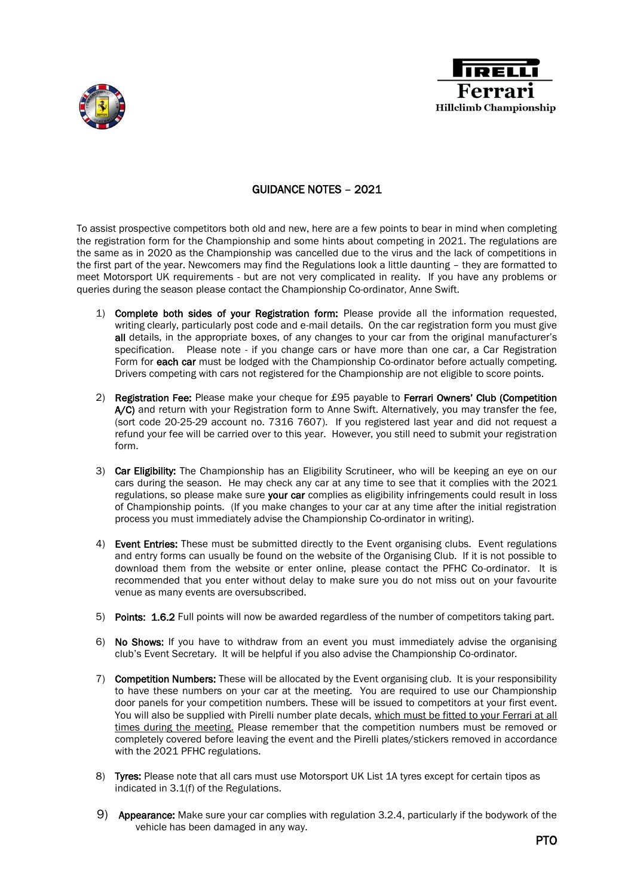Pirelli Ferrari Hillclimb Championship

## GUIDANCE NOTES – 2021

To assist prospective competitors both old and new, here are a few points to bear in mind when completing the registration form for the Championship and some hints about competing in 2021. The regulations are the same as in 2020 as the Championship was cancelled due to the virus and the lack of competitions in the first part of the year. Newcomers may find the Regulations look a little daunting – they are formatted to meet Motorsport UK requirements - but are not very complicated in reality. If you have any problems or queries during the season please contact the Championship Co-ordinator, Anne Swift.

1) **Complete both sides of your Registration form:** Please provide all the information requested, writing clearly, particularly post code and e-mail details. On the car registration form you must give **all** details, in the appropriate boxes, of any changes to your car from the original manufacturer's specification. Please note - if you change cars or have more than one car, a Car Registration Form for **each car** must be lodged with the Championship Co-ordinator before actually competing. Drivers competing with cars not registered for the Championship are not eligible to score points.

2) **Registration Fee:** Please make your cheque for £95 payable to **Ferrari Owners' Club (Competition A/C)** and return with your Registration form to Anne Swift. Alternatively, you may transfer the fee, (sort code 20-25-29 account no. 7316 7607). If you registered last year and did not request a refund your fee will be carried over to this year. However, you still need to submit your registration form.

3) **Car Eligibility:** The Championship has an Eligibility Scrutineer, who will be keeping an eye on our cars during the season. He may check any car at any time to see that it complies with the 2021 regulations, so please make sure **your car** complies as eligibility infringements could result in loss of Championship points. (If you make changes to your car at any time after the initial registration process you must immediately advise the Championship Co-ordinator in writing).

4) **Event Entries:** These must be submitted directly to the Event organising clubs. Event regulations and entry forms can usually be found on the website of the Organising Club. If it is not possible to download them from the website or enter online, please contact the PFHC Co-ordinator. It is recommended that you enter without delay to make sure you do not miss out on your favourite venue as many events are oversubscribed.

5) **Points: 1.6.2** Full points will now be awarded regardless of the number of competitors taking part.

6) **No Shows:** If you have to withdraw from an event you must immediately advise the organising club's Event Secretary. It will be helpful if you also advise the Championship Co-ordinator.

7) **Competition Numbers:** These will be allocated by the Event organising club. It is your responsibility to have these numbers on your car at the meeting. You are required to use our Championship door panels for your competition numbers. These will be issued to competitors at your first event. You will also be supplied with Pirelli number plate decals, <u>which must be fitted to your Ferrari at all times during the meeting.</u> Please remember that the competition numbers must be removed or completely covered before leaving the event and the Pirelli plates/stickers removed in accordance with the 2021 PFHC regulations.

8) **Tyres:** Please note that all cars must use Motorsport UK List 1A tyres except for certain tipos as indicated in 3.1(f) of the Regulations.

9) **Appearance:** Make sure your car complies with regulation 3.2.4, particularly if the bodywork of the vehicle has been damaged in any way.

PTO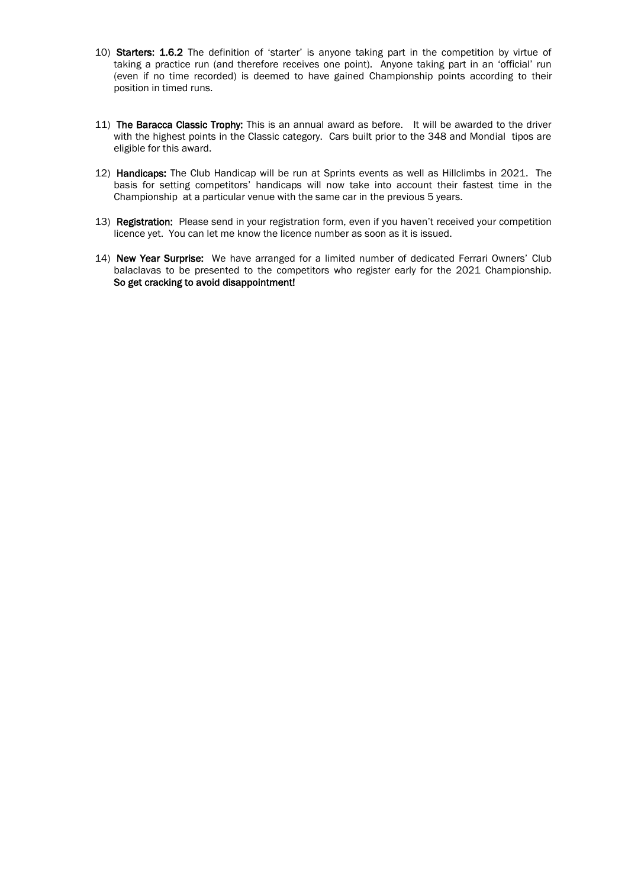10) **Starters: 1.6.2** The definition of 'starter' is anyone taking part in the competition by virtue of taking a practice run (and therefore receives one point). Anyone taking part in an 'official' run (even if no time recorded) is deemed to have gained Championship points according to their position in timed runs.

11) **The Baracca Classic Trophy:** This is an annual award as before. It will be awarded to the driver with the highest points in the Classic category. Cars built prior to the 348 and Mondial tipos are eligible for this award.

12) **Handicaps:** The Club Handicap will be run at Sprints events as well as Hillclimbs in 2021. The basis for setting competitors' handicaps will now take into account their fastest time in the Championship at a particular venue with the same car in the previous 5 years.

13) **Registration:** Please send in your registration form, even if you haven't received your competition licence yet. You can let me know the licence number as soon as it is issued.

14) **New Year Surprise:** We have arranged for a limited number of dedicated Ferrari Owners' Club balaclavas to be presented to the competitors who register early for the 2021 Championship. **So get cracking to avoid disappointment!**